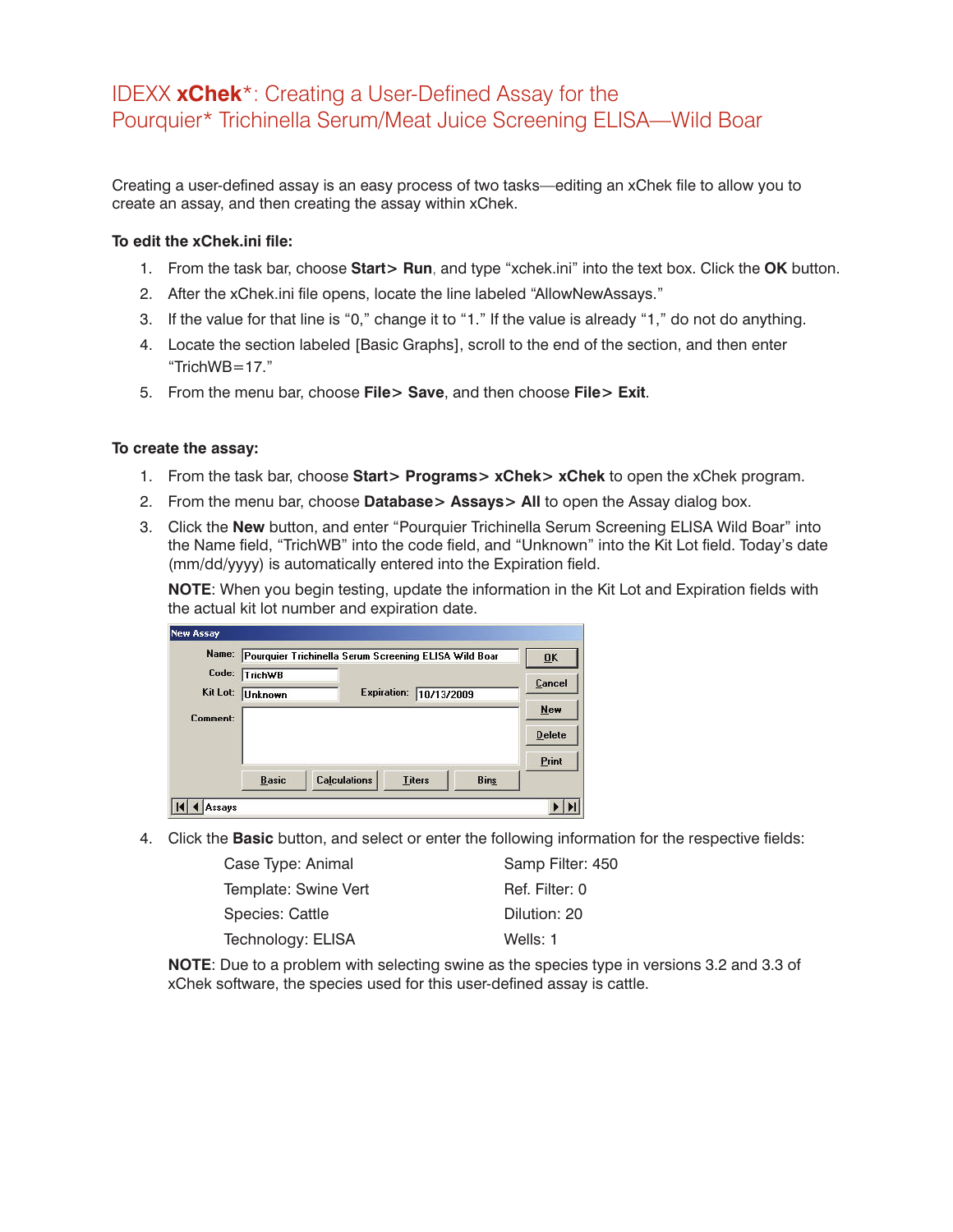# IDEXX **xChek***: Creating a User-Defined Assay for the Pourquier* Trichinella Serum/Meat Juice Screening ELISA—Wild Boar

Creating a user-defined assay is an easy process of two tasks—editing an xChek file to allow you to create an assay, and then creating the assay within xChek.

**To edit the xChek.ini file:**

1. From the task bar, choose **Start> Run**, and type "xchek.ini" into the text box. Click the **OK** button.
2. After the xChek.ini file opens, locate the line labeled "AllowNewAssays."
3. If the value for that line is "0," change it to "1." If the value is already "1," do not do anything.
4. Locate the section labeled [Basic Graphs], scroll to the end of the section, and then enter "TrichWB=17."
5. From the menu bar, choose **File> Save**, and then choose **File> Exit**.

**To create the assay:**

1. From the task bar, choose **Start> Programs> xChek> xChek** to open the xChek program.
2. From the menu bar, choose **Database> Assays> All** to open the Assay dialog box.
3. Click the **New** button, and enter "Pourquier Trichinella Serum Screening ELISA Wild Boar" into the Name field, "TrichWB" into the code field, and "Unknown" into the Kit Lot field. Today's date (mm/dd/yyyy) is automatically entered into the Expiration field.

   **NOTE**: When you begin testing, update the information in the Kit Lot and Expiration fields with the actual kit lot number and expiration date.

   New Assay

   Name: Pourquier Trichinella Serum Screening ELISA Wild Boar
   Code: TrichWB
   Kit Lot: Unknown    Expiration: 10/13/2009
   Comment:

   Buttons: OK, Cancel, New, Delete, Print, Basic, Calculations, Titers, Bins

   Assays

4. Click the **Basic** button, and select or enter the following information for the respective fields:

   | | |
   |---|---|
   | Case Type: Animal | Samp Filter: 450 |
   | Template: Swine Vert | Ref. Filter: 0 |
   | Species: Cattle | Dilution: 20 |
   | Technology: ELISA | Wells: 1 |

   **NOTE**: Due to a problem with selecting swine as the species type in versions 3.2 and 3.3 of xChek software, the species used for this user-defined assay is cattle.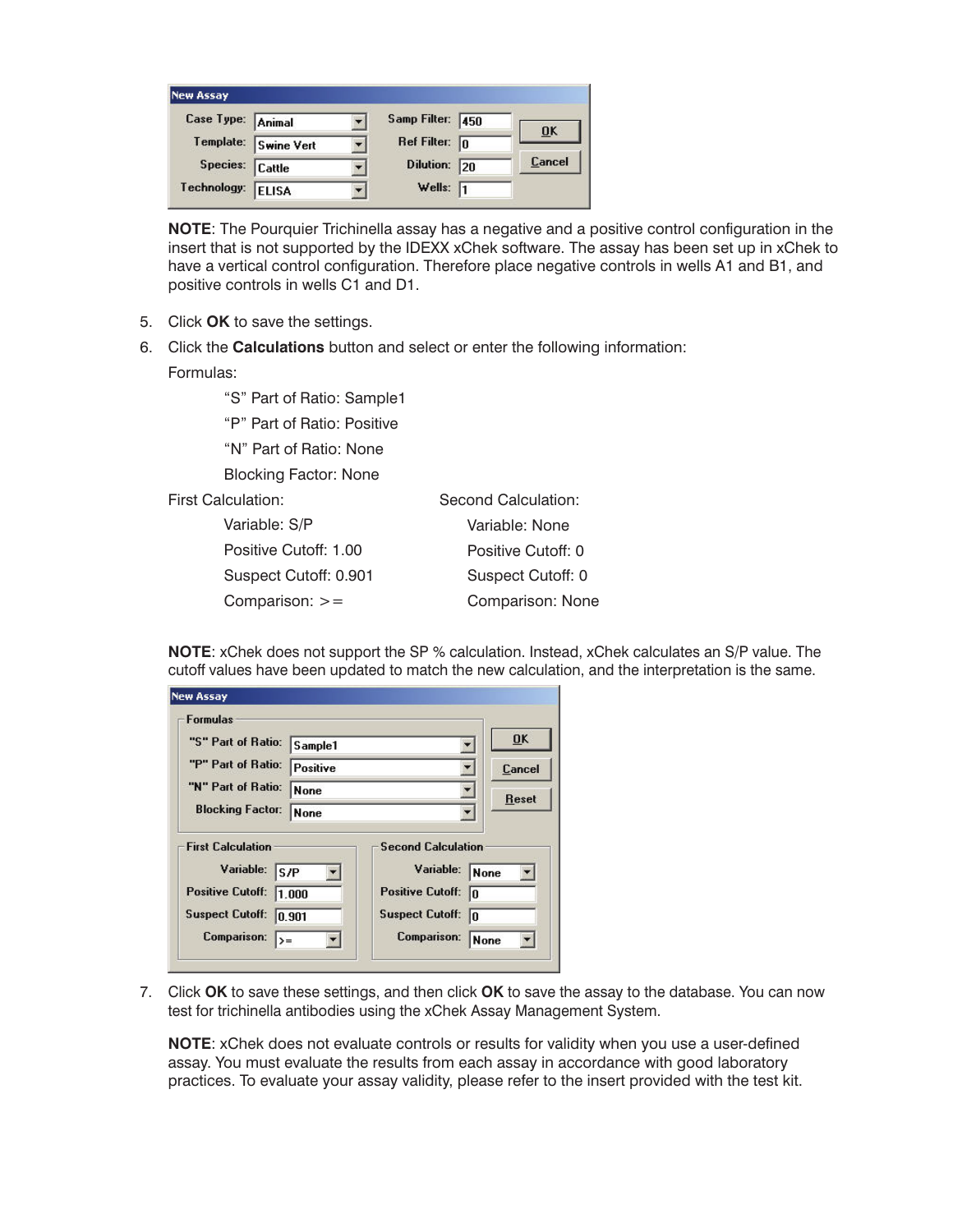| New Assay | | | |
|---|---|---|---|
| Case Type: | Animal | Samp Filter: | 450 |
| Template: | Swine Vert | Ref Filter: | 0 |
| Species: | Cattle | Dilution: | 20 |
| Technology: | ELISA | Wells: | 1 |

**NOTE**: The Pourquier Trichinella assay has a negative and a positive control configuration in the insert that is not supported by the IDEXX xChek software. The assay has been set up in xChek to have a vertical control configuration. Therefore place negative controls in wells A1 and B1, and positive controls in wells C1 and D1.

5. Click **OK** to save the settings.
6. Click the **Calculations** button and select or enter the following information:

   Formulas:

   "S" Part of Ratio: Sample1

   "P" Part of Ratio: Positive

   "N" Part of Ratio: None

   Blocking Factor: None

   First Calculation:

   Variable: S/P

   Positive Cutoff: 1.00

   Suspect Cutoff: 0.901

   Comparison: >=

   Second Calculation:

   Variable: None

   Positive Cutoff: 0

   Suspect Cutoff: 0

   Comparison: None

   **NOTE**: xChek does not support the SP % calculation. Instead, xChek calculates an S/P value. The cutoff values have been updated to match the new calculation, and the interpretation is the same.

| New Assay | |
|---|---|
| **Formulas** | |
| "S" Part of Ratio: | Sample1 |
| "P" Part of Ratio: | Positive |
| "N" Part of Ratio: | None |
| Blocking Factor: | None |

| First Calculation | | Second Calculation | |
|---|---|---|---|
| Variable: | S/P | Variable: | None |
| Positive Cutoff: | 1.000 | Positive Cutoff: | 0 |
| Suspect Cutoff: | 0.901 | Suspect Cutoff: | 0 |
| Comparison: | >= | Comparison: | None |

7. Click **OK** to save these settings, and then click **OK** to save the assay to the database. You can now test for trichinella antibodies using the xChek Assay Management System.

   **NOTE**: xChek does not evaluate controls or results for validity when you use a user-defined assay. You must evaluate the results from each assay in accordance with good laboratory practices. To evaluate your assay validity, please refer to the insert provided with the test kit.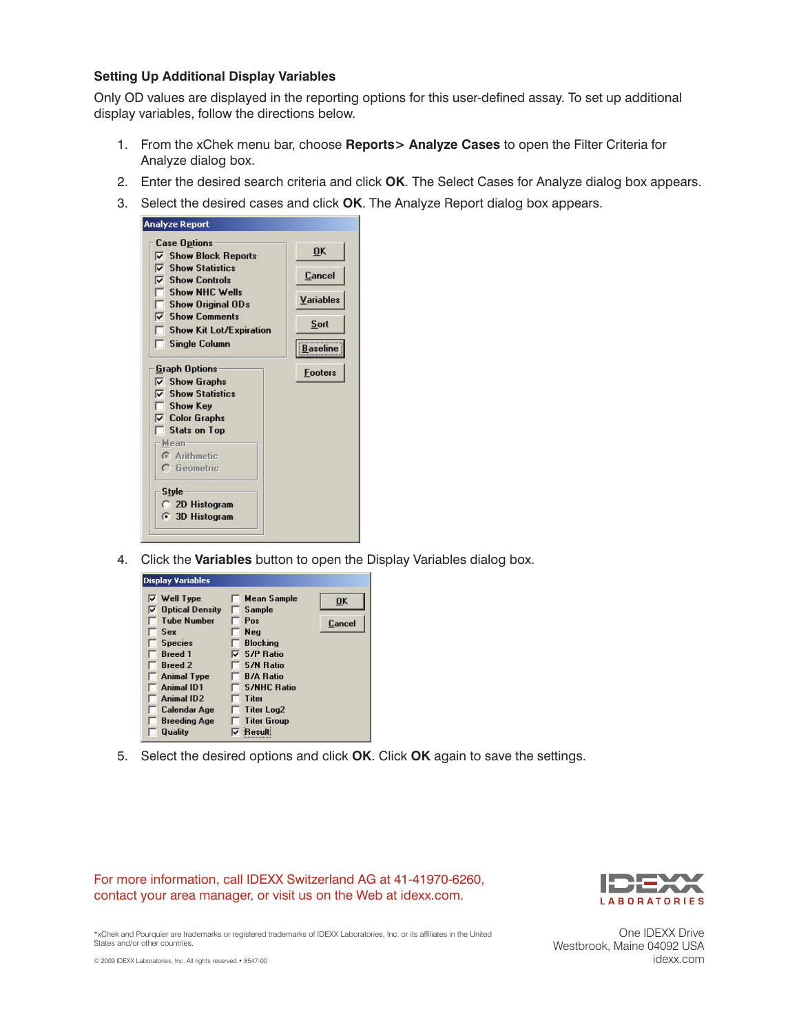### Setting Up Additional Display Variables

Only OD values are displayed in the reporting options for this user-defined assay. To set up additional display variables, follow the directions below.

1. From the xChek menu bar, choose **Reports> Analyze Cases** to open the Filter Criteria for Analyze dialog box.
2. Enter the desired search criteria and click **OK**. The Select Cases for Analyze dialog box appears.
3. Select the desired cases and click **OK**. The Analyze Report dialog box appears.
4. Click the **Variables** button to open the Display Variables dialog box.
5. Select the desired options and click **OK**. Click **OK** again to save the settings.

For more information, call IDEXX Switzerland AG at 41-41970-6260, contact your area manager, or visit us on the Web at idexx.com.

IDEXX LABORATORIES

*xChek and Pourquier are trademarks or registered trademarks of IDEXX Laboratories, Inc. or its affiliates in the United States and/or other countries.

© 2009 IDEXX Laboratories, Inc. All rights reserved. • 8547-00

One IDEXX Drive
Westbrook, Maine 04092 USA
idexx.com